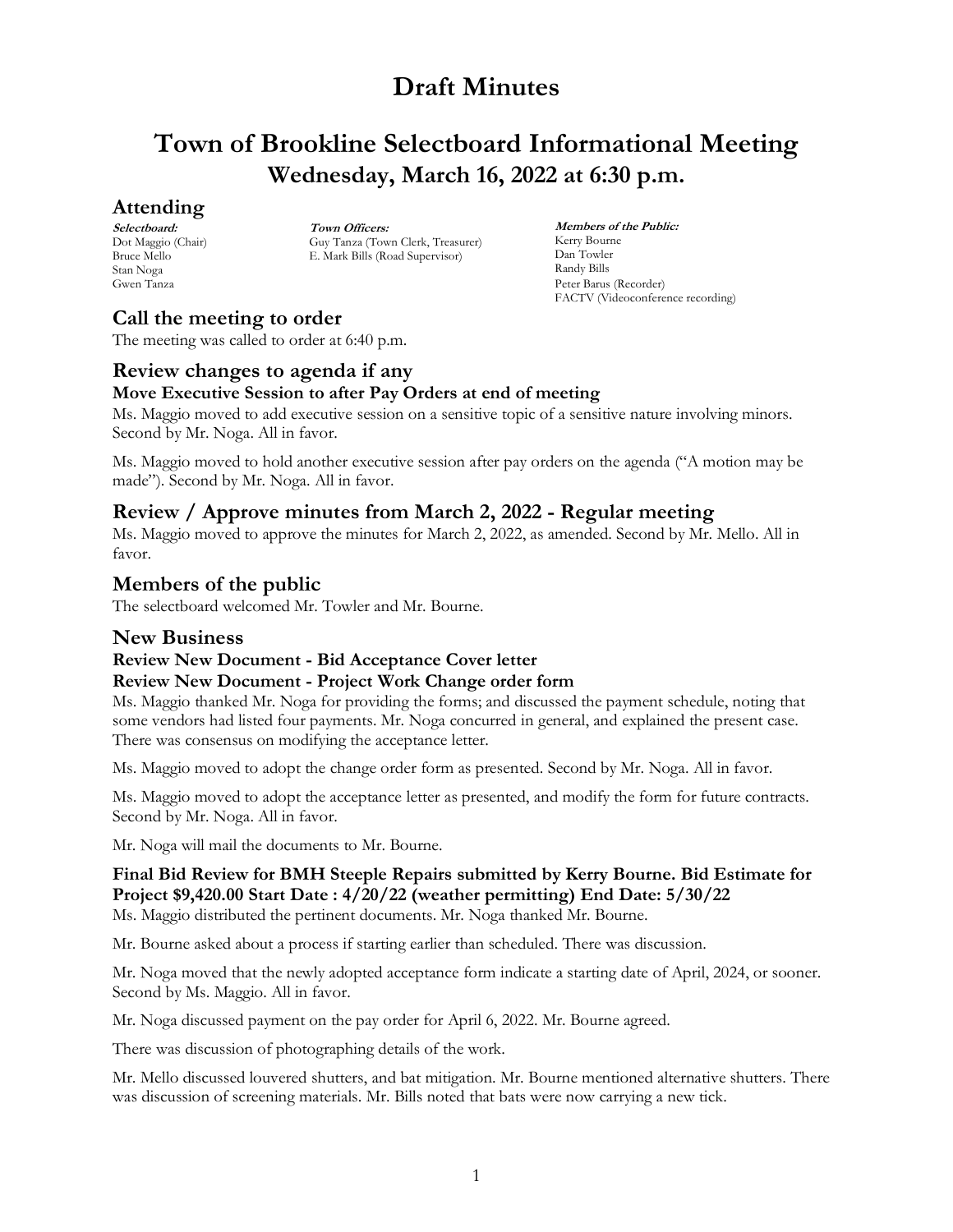# Draft Minutes

# Town of Brookline Selectboard Informational Meeting

## Wednesday, March 16, 2022 at 6:30 p.m.

## Attending

***Selectboard:***
Dot Maggio (Chair)
Bruce Mello
Stan Noga
Gwen Tanza

***Town Officers:***
Guy Tanza (Town Clerk, Treasurer)
E. Mark Bills (Road Supervisor)

***Members of the Public:***
Kerry Bourne
Dan Towler
Randy Bills
Peter Barus (Recorder)
FACTV (Videoconference recording)

## Call the meeting to order

The meeting was called to order at 6:40 p.m.

## Review changes to agenda if any

### Move Executive Session to after Pay Orders at end of meeting

Ms. Maggio moved to add executive session on a sensitive topic of a sensitive nature involving minors. Second by Mr. Noga. All in favor.

Ms. Maggio moved to hold another executive session after pay orders on the agenda ("A motion may be made"). Second by Mr. Noga. All in favor.

## Review / Approve minutes from March 2, 2022 - Regular meeting

Ms. Maggio moved to approve the minutes for March 2, 2022, as amended. Second by Mr. Mello. All in favor.

## Members of the public

The selectboard welcomed Mr. Towler and Mr. Bourne.

## New Business

### Review New Document - Bid Acceptance Cover letter

### Review New Document - Project Work Change order form

Ms. Maggio thanked Mr. Noga for providing the forms; and discussed the payment schedule, noting that some vendors had listed four payments. Mr. Noga concurred in general, and explained the present case. There was consensus on modifying the acceptance letter.

Ms. Maggio moved to adopt the change order form as presented. Second by Mr. Noga. All in favor.

Ms. Maggio moved to adopt the acceptance letter as presented, and modify the form for future contracts. Second by Mr. Noga. All in favor.

Mr. Noga will mail the documents to Mr. Bourne.

### Final Bid Review for BMH Steeple Repairs submitted by Kerry Bourne. Bid Estimate for Project $9,420.00 Start Date : 4/20/22 (weather permitting) End Date: 5/30/22

Ms. Maggio distributed the pertinent documents. Mr. Noga thanked Mr. Bourne.

Mr. Bourne asked about a process if starting earlier than scheduled. There was discussion.

Mr. Noga moved that the newly adopted acceptance form indicate a starting date of April, 2024, or sooner. Second by Ms. Maggio. All in favor.

Mr. Noga discussed payment on the pay order for April 6, 2022. Mr. Bourne agreed.

There was discussion of photographing details of the work.

Mr. Mello discussed louvered shutters, and bat mitigation. Mr. Bourne mentioned alternative shutters. There was discussion of screening materials. Mr. Bills noted that bats were now carrying a new tick.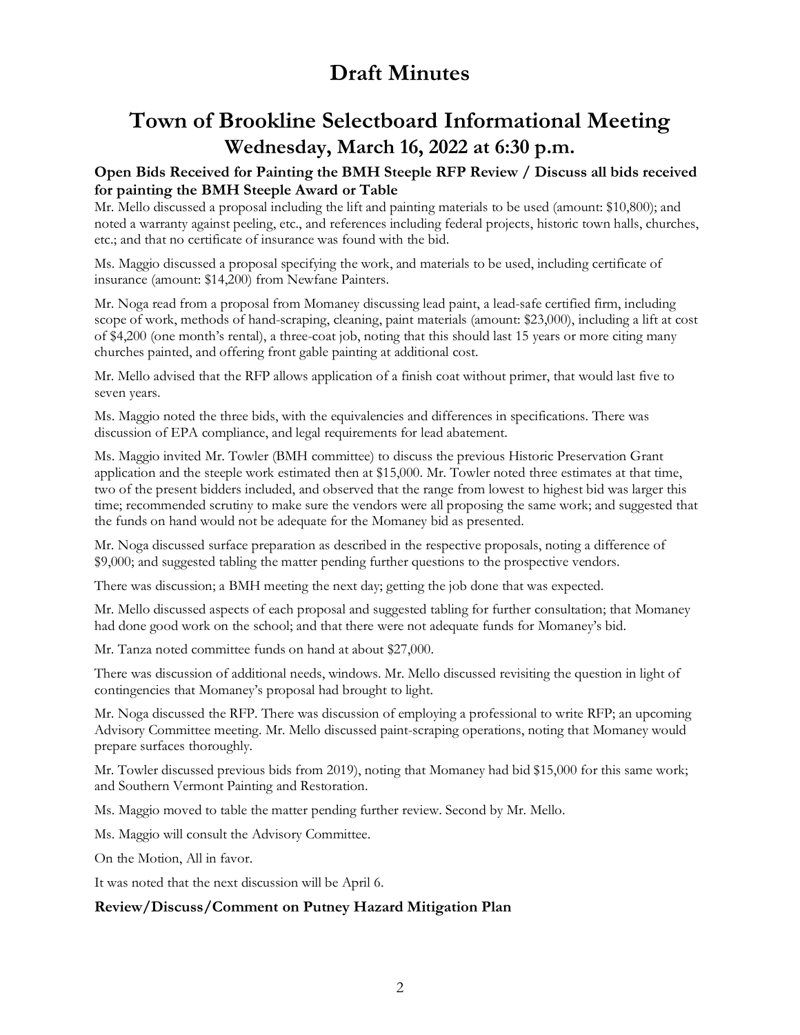# Draft Minutes

## Town of Brookline Selectboard Informational Meeting
### Wednesday, March 16, 2022 at 6:30 p.m.

**Open Bids Received for Painting the BMH Steeple RFP Review / Discuss all bids received for painting the BMH Steeple Award or Table**

Mr. Mello discussed a proposal including the lift and painting materials to be used (amount: $10,800); and noted a warranty against peeling, etc., and references including federal projects, historic town halls, churches, etc.; and that no certificate of insurance was found with the bid.

Ms. Maggio discussed a proposal specifying the work, and materials to be used, including certificate of insurance (amount: $14,200) from Newfane Painters.

Mr. Noga read from a proposal from Momaney discussing lead paint, a lead-safe certified firm, including scope of work, methods of hand-scraping, cleaning, paint materials (amount: $23,000), including a lift at cost of $4,200 (one month's rental), a three-coat job, noting that this should last 15 years or more citing many churches painted, and offering front gable painting at additional cost.

Mr. Mello advised that the RFP allows application of a finish coat without primer, that would last five to seven years.

Ms. Maggio noted the three bids, with the equivalencies and differences in specifications. There was discussion of EPA compliance, and legal requirements for lead abatement.

Ms. Maggio invited Mr. Towler (BMH committee) to discuss the previous Historic Preservation Grant application and the steeple work estimated then at $15,000. Mr. Towler noted three estimates at that time, two of the present bidders included, and observed that the range from lowest to highest bid was larger this time; recommended scrutiny to make sure the vendors were all proposing the same work; and suggested that the funds on hand would not be adequate for the Momaney bid as presented.

Mr. Noga discussed surface preparation as described in the respective proposals, noting a difference of $9,000; and suggested tabling the matter pending further questions to the prospective vendors.

There was discussion; a BMH meeting the next day; getting the job done that was expected.

Mr. Mello discussed aspects of each proposal and suggested tabling for further consultation; that Momaney had done good work on the school; and that there were not adequate funds for Momaney's bid.

Mr. Tanza noted committee funds on hand at about $27,000.

There was discussion of additional needs, windows. Mr. Mello discussed revisiting the question in light of contingencies that Momaney's proposal had brought to light.

Mr. Noga discussed the RFP. There was discussion of employing a professional to write RFP; an upcoming Advisory Committee meeting. Mr. Mello discussed paint-scraping operations, noting that Momaney would prepare surfaces thoroughly.

Mr. Towler discussed previous bids from 2019), noting that Momaney had bid $15,000 for this same work; and Southern Vermont Painting and Restoration.

Ms. Maggio moved to table the matter pending further review. Second by Mr. Mello.

Ms. Maggio will consult the Advisory Committee.

On the Motion, All in favor.

It was noted that the next discussion will be April 6.

**Review/Discuss/Comment on Putney Hazard Mitigation Plan**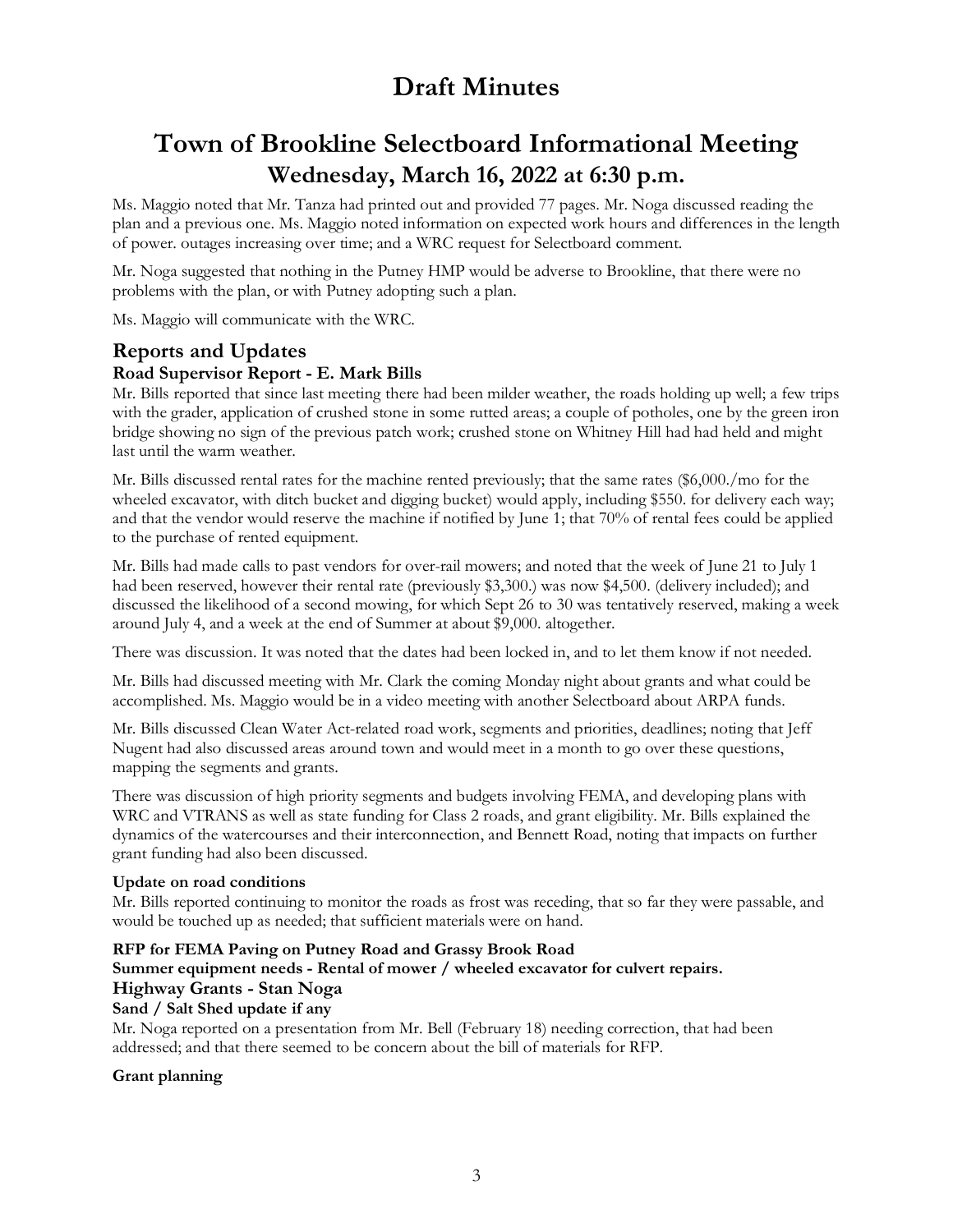# Draft Minutes

## Town of Brookline Selectboard Informational Meeting
### Wednesday, March 16, 2022 at 6:30 p.m.

Ms. Maggio noted that Mr. Tanza had printed out and provided 77 pages. Mr. Noga discussed reading the plan and a previous one. Ms. Maggio noted information on expected work hours and differences in the length of power. outages increasing over time; and a WRC request for Selectboard comment.

Mr. Noga suggested that nothing in the Putney HMP would be adverse to Brookline, that there were no problems with the plan, or with Putney adopting such a plan.

Ms. Maggio will communicate with the WRC.

## Reports and Updates

### Road Supervisor Report - E. Mark Bills

Mr. Bills reported that since last meeting there had been milder weather, the roads holding up well; a few trips with the grader, application of crushed stone in some rutted areas; a couple of potholes, one by the green iron bridge showing no sign of the previous patch work; crushed stone on Whitney Hill had had held and might last until the warm weather.

Mr. Bills discussed rental rates for the machine rented previously; that the same rates ($6,000./mo for the wheeled excavator, with ditch bucket and digging bucket) would apply, including $550. for delivery each way; and that the vendor would reserve the machine if notified by June 1; that 70% of rental fees could be applied to the purchase of rented equipment.

Mr. Bills had made calls to past vendors for over-rail mowers; and noted that the week of June 21 to July 1 had been reserved, however their rental rate (previously $3,300.) was now $4,500. (delivery included); and discussed the likelihood of a second mowing, for which Sept 26 to 30 was tentatively reserved, making a week around July 4, and a week at the end of Summer at about $9,000. altogether.

There was discussion. It was noted that the dates had been locked in, and to let them know if not needed.

Mr. Bills had discussed meeting with Mr. Clark the coming Monday night about grants and what could be accomplished. Ms. Maggio would be in a video meeting with another Selectboard about ARPA funds.

Mr. Bills discussed Clean Water Act-related road work, segments and priorities, deadlines; noting that Jeff Nugent had also discussed areas around town and would meet in a month to go over these questions, mapping the segments and grants.

There was discussion of high priority segments and budgets involving FEMA, and developing plans with WRC and VTRANS as well as state funding for Class 2 roads, and grant eligibility. Mr. Bills explained the dynamics of the watercourses and their interconnection, and Bennett Road, noting that impacts on further grant funding had also been discussed.

**Update on road conditions**

Mr. Bills reported continuing to monitor the roads as frost was receding, that so far they were passable, and would be touched up as needed; that sufficient materials were on hand.

**RFP for FEMA Paving on Putney Road and Grassy Brook Road**

**Summer equipment needs - Rental of mower / wheeled excavator for culvert repairs.**

### Highway Grants - Stan Noga

**Sand / Salt Shed update if any**

Mr. Noga reported on a presentation from Mr. Bell (February 18) needing correction, that had been addressed; and that there seemed to be concern about the bill of materials for RFP.

**Grant planning**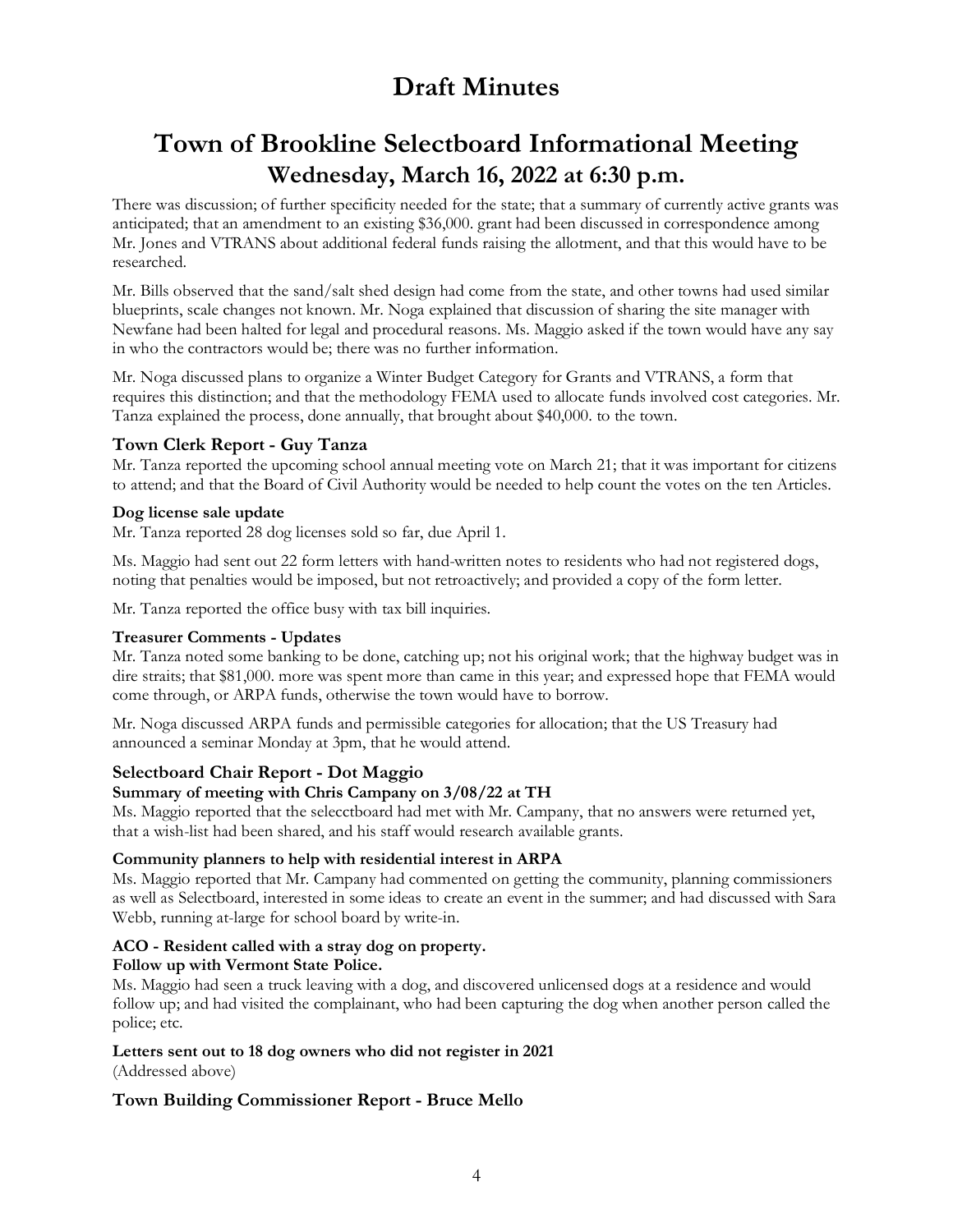# Draft Minutes

# Town of Brookline Selectboard Informational Meeting

## Wednesday, March 16, 2022 at 6:30 p.m.

There was discussion; of further specificity needed for the state; that a summary of currently active grants was anticipated; that an amendment to an existing $36,000. grant had been discussed in correspondence among Mr. Jones and VTRANS about additional federal funds raising the allotment, and that this would have to be researched.

Mr. Bills observed that the sand/salt shed design had come from the state, and other towns had used similar blueprints, scale changes not known. Mr. Noga explained that discussion of sharing the site manager with Newfane had been halted for legal and procedural reasons. Ms. Maggio asked if the town would have any say in who the contractors would be; there was no further information.

Mr. Noga discussed plans to organize a Winter Budget Category for Grants and VTRANS, a form that requires this distinction; and that the methodology FEMA used to allocate funds involved cost categories. Mr. Tanza explained the process, done annually, that brought about $40,000. to the town.

### Town Clerk Report - Guy Tanza

Mr. Tanza reported the upcoming school annual meeting vote on March 21; that it was important for citizens to attend; and that the Board of Civil Authority would be needed to help count the votes on the ten Articles.

#### Dog license sale update

Mr. Tanza reported 28 dog licenses sold so far, due April 1.

Ms. Maggio had sent out 22 form letters with hand-written notes to residents who had not registered dogs, noting that penalties would be imposed, but not retroactively; and provided a copy of the form letter.

Mr. Tanza reported the office busy with tax bill inquiries.

#### Treasurer Comments - Updates

Mr. Tanza noted some banking to be done, catching up; not his original work; that the highway budget was in dire straits; that $81,000. more was spent more than came in this year; and expressed hope that FEMA would come through, or ARPA funds, otherwise the town would have to borrow.

Mr. Noga discussed ARPA funds and permissible categories for allocation; that the US Treasury had announced a seminar Monday at 3pm, that he would attend.

### Selectboard Chair Report - Dot Maggio

#### Summary of meeting with Chris Campany on 3/08/22 at TH

Ms. Maggio reported that the selecctboard had met with Mr. Campany, that no answers were returned yet, that a wish-list had been shared, and his staff would research available grants.

#### Community planners to help with residential interest in ARPA

Ms. Maggio reported that Mr. Campany had commented on getting the community, planning commissioners as well as Selectboard, interested in some ideas to create an event in the summer; and had discussed with Sara Webb, running at-large for school board by write-in.

#### ACO - Resident called with a stray dog on property.
#### Follow up with Vermont State Police.

Ms. Maggio had seen a truck leaving with a dog, and discovered unlicensed dogs at a residence and would follow up; and had visited the complainant, who had been capturing the dog when another person called the police; etc.

#### Letters sent out to 18 dog owners who did not register in 2021

(Addressed above)

### Town Building Commissioner Report - Bruce Mello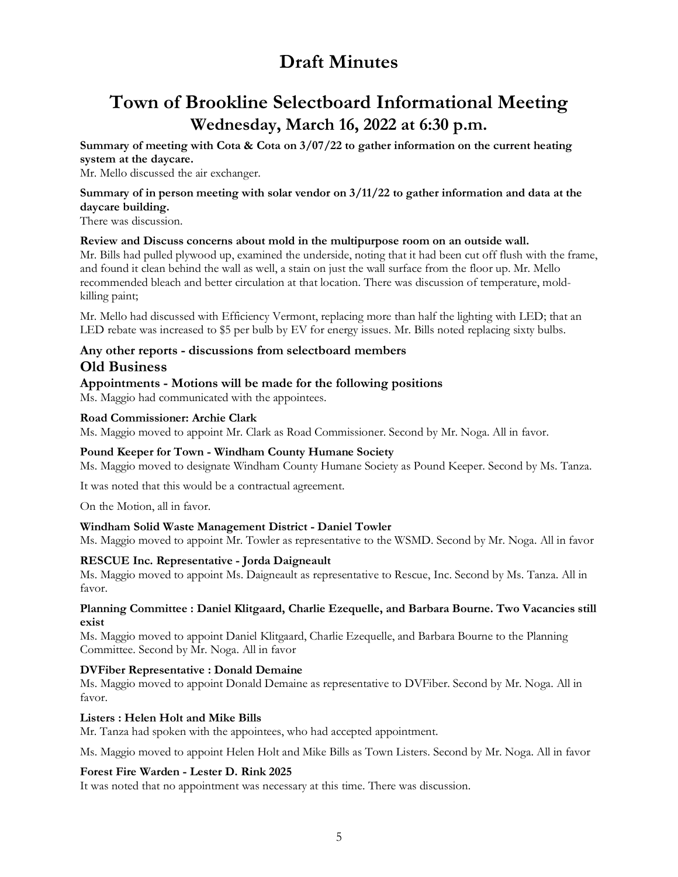# Draft Minutes

## Town of Brookline Selectboard Informational Meeting

### Wednesday, March 16, 2022 at 6:30 p.m.

**Summary of meeting with Cota & Cota on 3/07/22 to gather information on the current heating system at the daycare.**

Mr. Mello discussed the air exchanger.

**Summary of in person meeting with solar vendor on 3/11/22 to gather information and data at the daycare building.**

There was discussion.

**Review and Discuss concerns about mold in the multipurpose room on an outside wall.**

Mr. Bills had pulled plywood up, examined the underside, noting that it had been cut off flush with the frame, and found it clean behind the wall as well, a stain on just the wall surface from the floor up. Mr. Mello recommended bleach and better circulation at that location. There was discussion of temperature, mold-killing paint;

Mr. Mello had discussed with Efficiency Vermont, replacing more than half the lighting with LED; that an LED rebate was increased to $5 per bulb by EV for energy issues. Mr. Bills noted replacing sixty bulbs.

**Any other reports - discussions from selectboard members**

### Old Business

**Appointments - Motions will be made for the following positions**

Ms. Maggio had communicated with the appointees.

**Road Commissioner: Archie Clark**

Ms. Maggio moved to appoint Mr. Clark as Road Commissioner. Second by Mr. Noga. All in favor.

**Pound Keeper for Town - Windham County Humane Society**

Ms. Maggio moved to designate Windham County Humane Society as Pound Keeper. Second by Ms. Tanza.

It was noted that this would be a contractual agreement.

On the Motion, all in favor.

**Windham Solid Waste Management District - Daniel Towler**

Ms. Maggio moved to appoint Mr. Towler as representative to the WSMD. Second by Mr. Noga. All in favor

**RESCUE Inc. Representative - Jorda Daigneault**

Ms. Maggio moved to appoint Ms. Daigneault as representative to Rescue, Inc. Second by Ms. Tanza. All in favor.

**Planning Committee : Daniel Klitgaard, Charlie Ezequelle, and Barbara Bourne. Two Vacancies still exist**

Ms. Maggio moved to appoint Daniel Klitgaard, Charlie Ezequelle, and Barbara Bourne to the Planning Committee. Second by Mr. Noga. All in favor

**DVFiber Representative : Donald Demaine**

Ms. Maggio moved to appoint Donald Demaine as representative to DVFiber. Second by Mr. Noga. All in favor.

**Listers : Helen Holt and Mike Bills**

Mr. Tanza had spoken with the appointees, who had accepted appointment.

Ms. Maggio moved to appoint Helen Holt and Mike Bills as Town Listers. Second by Mr. Noga. All in favor

**Forest Fire Warden - Lester D. Rink 2025**

It was noted that no appointment was necessary at this time. There was discussion.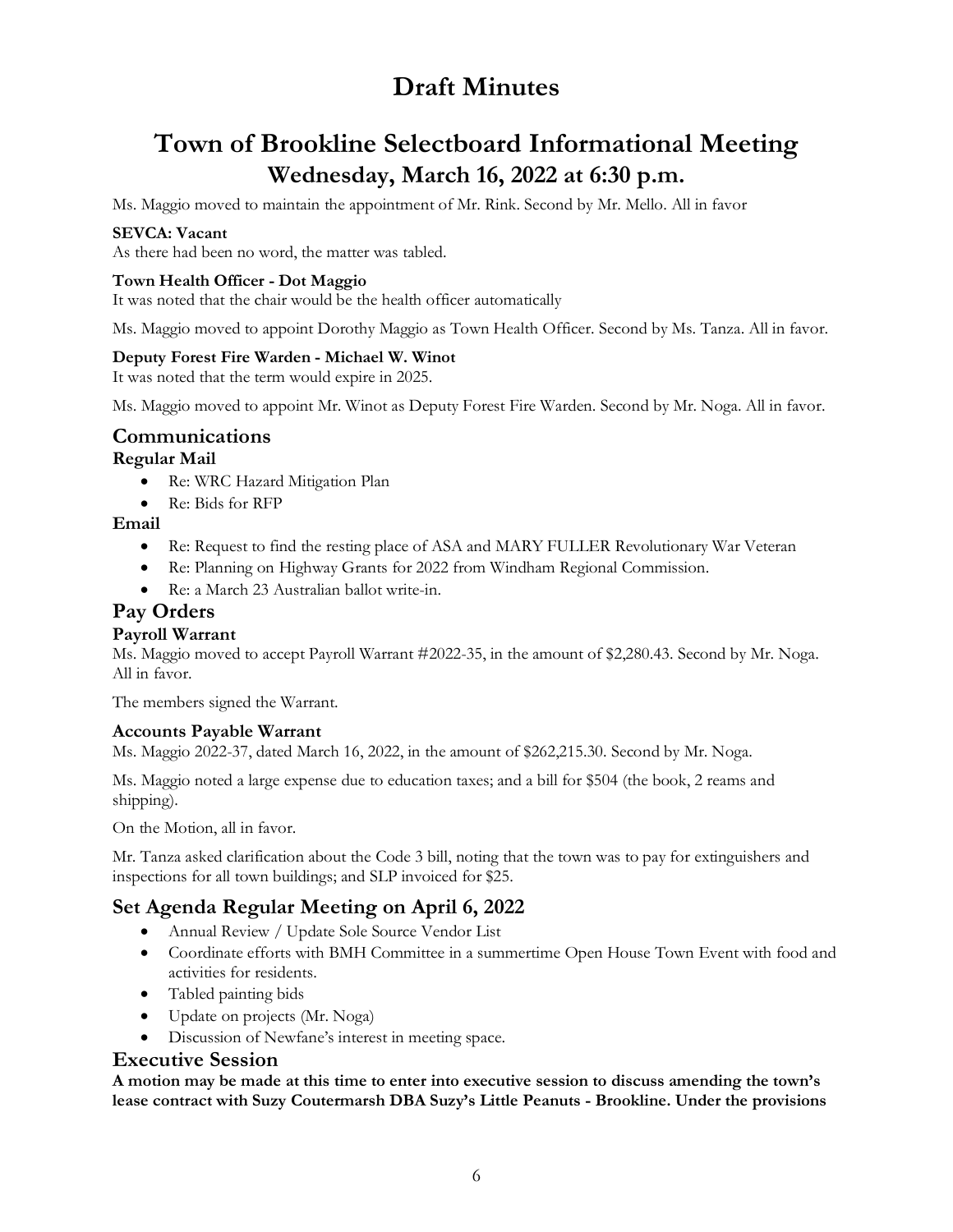# Draft Minutes

# Town of Brookline Selectboard Informational Meeting

## Wednesday, March 16, 2022 at 6:30 p.m.

Ms. Maggio moved to maintain the appointment of Mr. Rink. Second by Mr. Mello. All in favor

**SEVCA: Vacant**

As there had been no word, the matter was tabled.

**Town Health Officer - Dot Maggio**

It was noted that the chair would be the health officer automatically

Ms. Maggio moved to appoint Dorothy Maggio as Town Health Officer. Second by Ms. Tanza. All in favor.

**Deputy Forest Fire Warden - Michael W. Winot**

It was noted that the term would expire in 2025.

Ms. Maggio moved to appoint Mr. Winot as Deputy Forest Fire Warden. Second by Mr. Noga. All in favor.

## Communications

### Regular Mail

- Re: WRC Hazard Mitigation Plan
- Re: Bids for RFP

### Email

- Re: Request to find the resting place of ASA and MARY FULLER Revolutionary War Veteran
- Re: Planning on Highway Grants for 2022 from Windham Regional Commission.
- Re: a March 23 Australian ballot write-in.

## Pay Orders

### Payroll Warrant

Ms. Maggio moved to accept Payroll Warrant #2022-35, in the amount of $2,280.43. Second by Mr. Noga. All in favor.

The members signed the Warrant.

### Accounts Payable Warrant

Ms. Maggio 2022-37, dated March 16, 2022, in the amount of $262,215.30. Second by Mr. Noga.

Ms. Maggio noted a large expense due to education taxes; and a bill for $504 (the book, 2 reams and shipping).

On the Motion, all in favor.

Mr. Tanza asked clarification about the Code 3 bill, noting that the town was to pay for extinguishers and inspections for all town buildings; and SLP invoiced for $25.

## Set Agenda Regular Meeting on April 6, 2022

- Annual Review / Update Sole Source Vendor List
- Coordinate efforts with BMH Committee in a summertime Open House Town Event with food and activities for residents.
- Tabled painting bids
- Update on projects (Mr. Noga)
- Discussion of Newfane's interest in meeting space.

## Executive Session

**A motion may be made at this time to enter into executive session to discuss amending the town's lease contract with Suzy Coutermarsh DBA Suzy's Little Peanuts - Brookline. Under the provisions**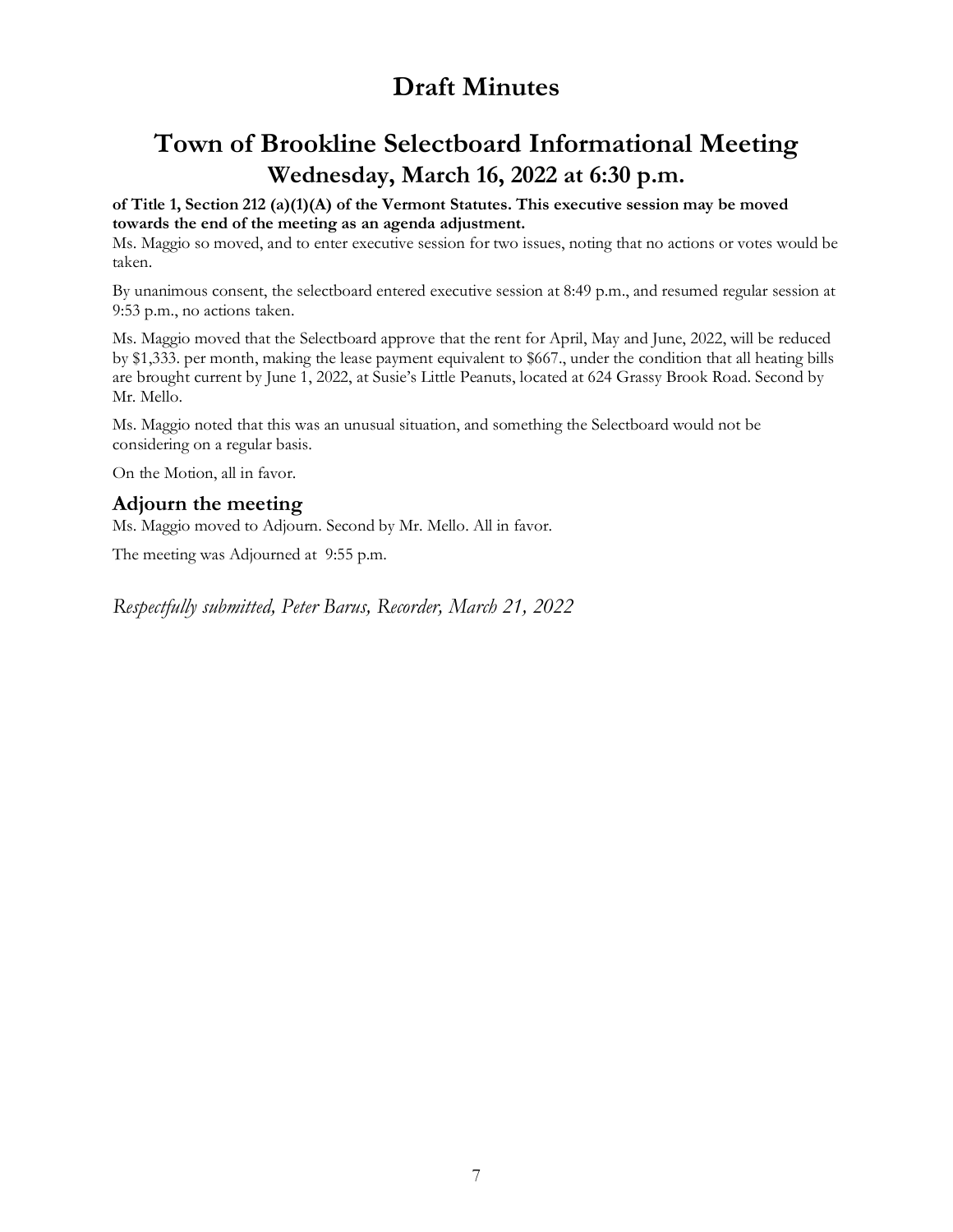# Draft Minutes

# Town of Brookline Selectboard Informational Meeting

## Wednesday, March 16, 2022 at 6:30 p.m.

**of Title 1, Section 212 (a)(1)(A) of the Vermont Statutes. This executive session may be moved towards the end of the meeting as an agenda adjustment.**

Ms. Maggio so moved, and to enter executive session for two issues, noting that no actions or votes would be taken.

By unanimous consent, the selectboard entered executive session at 8:49 p.m., and resumed regular session at 9:53 p.m., no actions taken.

Ms. Maggio moved that the Selectboard approve that the rent for April, May and June, 2022, will be reduced by $1,333. per month, making the lease payment equivalent to $667., under the condition that all heating bills are brought current by June 1, 2022, at Susie's Little Peanuts, located at 624 Grassy Brook Road. Second by Mr. Mello.

Ms. Maggio noted that this was an unusual situation, and something the Selectboard would not be considering on a regular basis.

On the Motion, all in favor.

### Adjourn the meeting

Ms. Maggio moved to Adjourn. Second by Mr. Mello. All in favor.

The meeting was Adjourned at 9:55 p.m.

*Respectfully submitted, Peter Barus, Recorder, March 21, 2022*